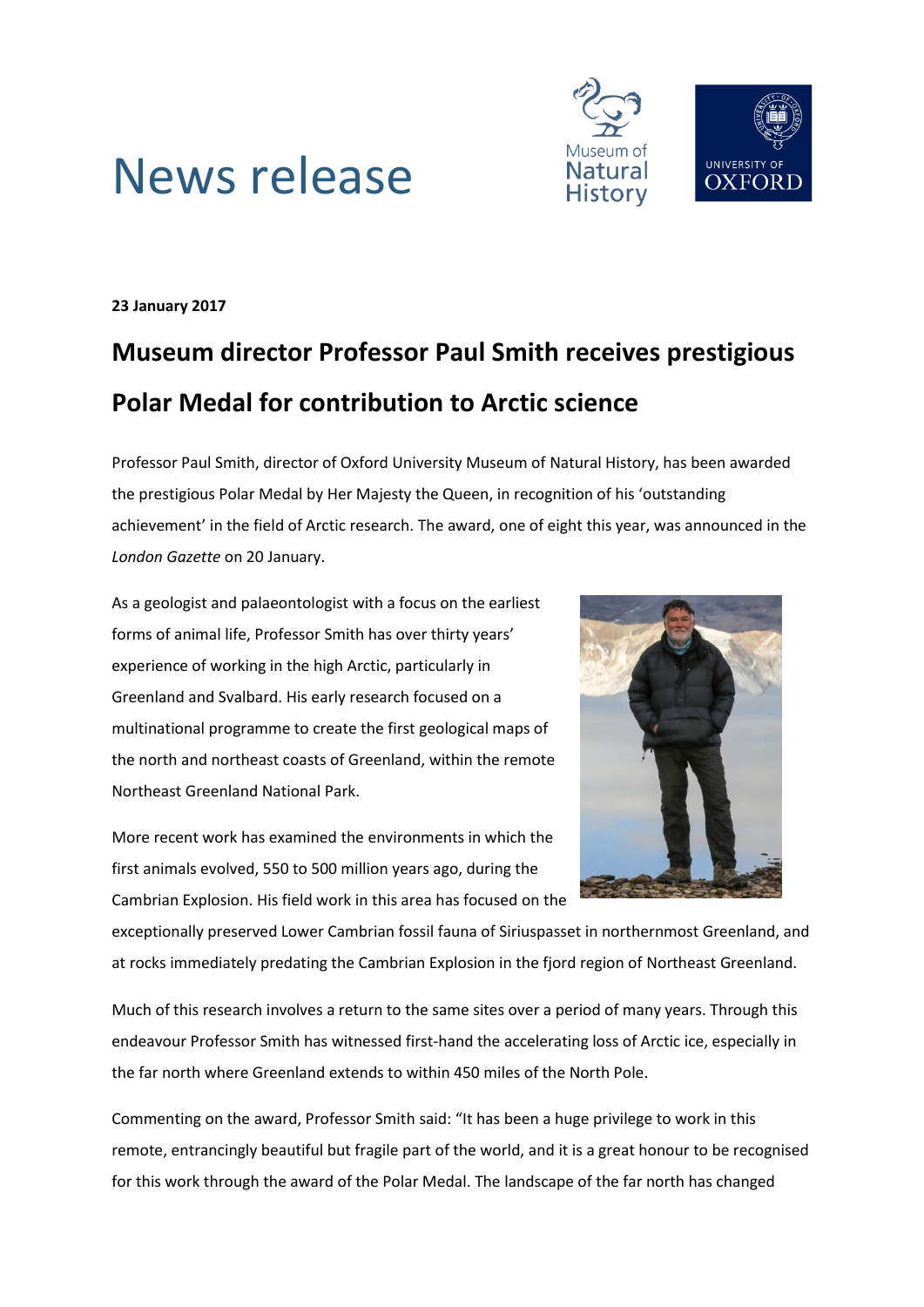# News release

**23 January 2017**

## Museum director Professor Paul Smith receives prestigious Polar Medal for contribution to Arctic science

Professor Paul Smith, director of Oxford University Museum of Natural History, has been awarded the prestigious Polar Medal by Her Majesty the Queen, in recognition of his 'outstanding achievement' in the field of Arctic research. The award, one of eight this year, was announced in the *London Gazette* on 20 January.

As a geologist and palaeontologist with a focus on the earliest forms of animal life, Professor Smith has over thirty years' experience of working in the high Arctic, particularly in Greenland and Svalbard. His early research focused on a multinational programme to create the first geological maps of the north and northeast coasts of Greenland, within the remote Northeast Greenland National Park.

More recent work has examined the environments in which the first animals evolved, 550 to 500 million years ago, during the Cambrian Explosion. His field work in this area has focused on the exceptionally preserved Lower Cambrian fossil fauna of Siriuspasset in northernmost Greenland, and at rocks immediately predating the Cambrian Explosion in the fjord region of Northeast Greenland.

Much of this research involves a return to the same sites over a period of many years. Through this endeavour Professor Smith has witnessed first-hand the accelerating loss of Arctic ice, especially in the far north where Greenland extends to within 450 miles of the North Pole.

Commenting on the award, Professor Smith said: "It has been a huge privilege to work in this remote, entrancingly beautiful but fragile part of the world, and it is a great honour to be recognised for this work through the award of the Polar Medal. The landscape of the far north has changed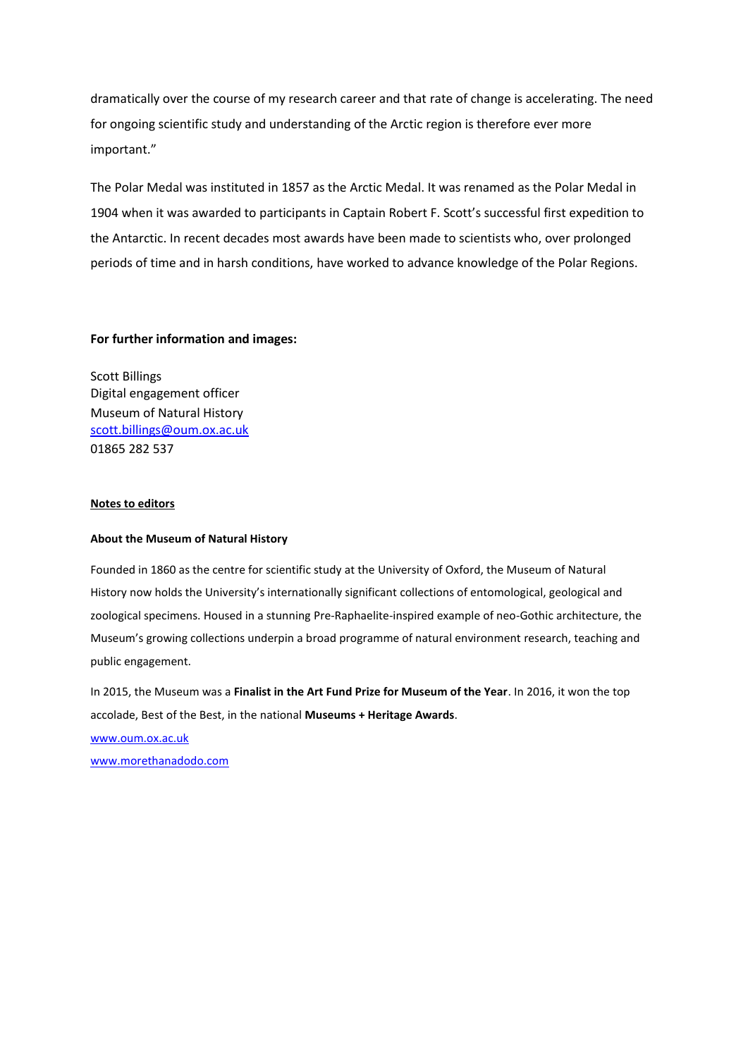dramatically over the course of my research career and that rate of change is accelerating. The need for ongoing scientific study and understanding of the Arctic region is therefore ever more important."

The Polar Medal was instituted in 1857 as the Arctic Medal. It was renamed as the Polar Medal in 1904 when it was awarded to participants in Captain Robert F. Scott's successful first expedition to the Antarctic. In recent decades most awards have been made to scientists who, over prolonged periods of time and in harsh conditions, have worked to advance knowledge of the Polar Regions.

**For further information and images:**

Scott Billings
Digital engagement officer
Museum of Natural History
scott.billings@oum.ox.ac.uk
01865 282 537

**Notes to editors**

**About the Museum of Natural History**

Founded in 1860 as the centre for scientific study at the University of Oxford, the Museum of Natural History now holds the University's internationally significant collections of entomological, geological and zoological specimens. Housed in a stunning Pre-Raphaelite-inspired example of neo-Gothic architecture, the Museum's growing collections underpin a broad programme of natural environment research, teaching and public engagement.

In 2015, the Museum was a **Finalist in the Art Fund Prize for Museum of the Year**. In 2016, it won the top accolade, Best of the Best, in the national **Museums + Heritage Awards**.

www.oum.ox.ac.uk

www.morethanadodo.com